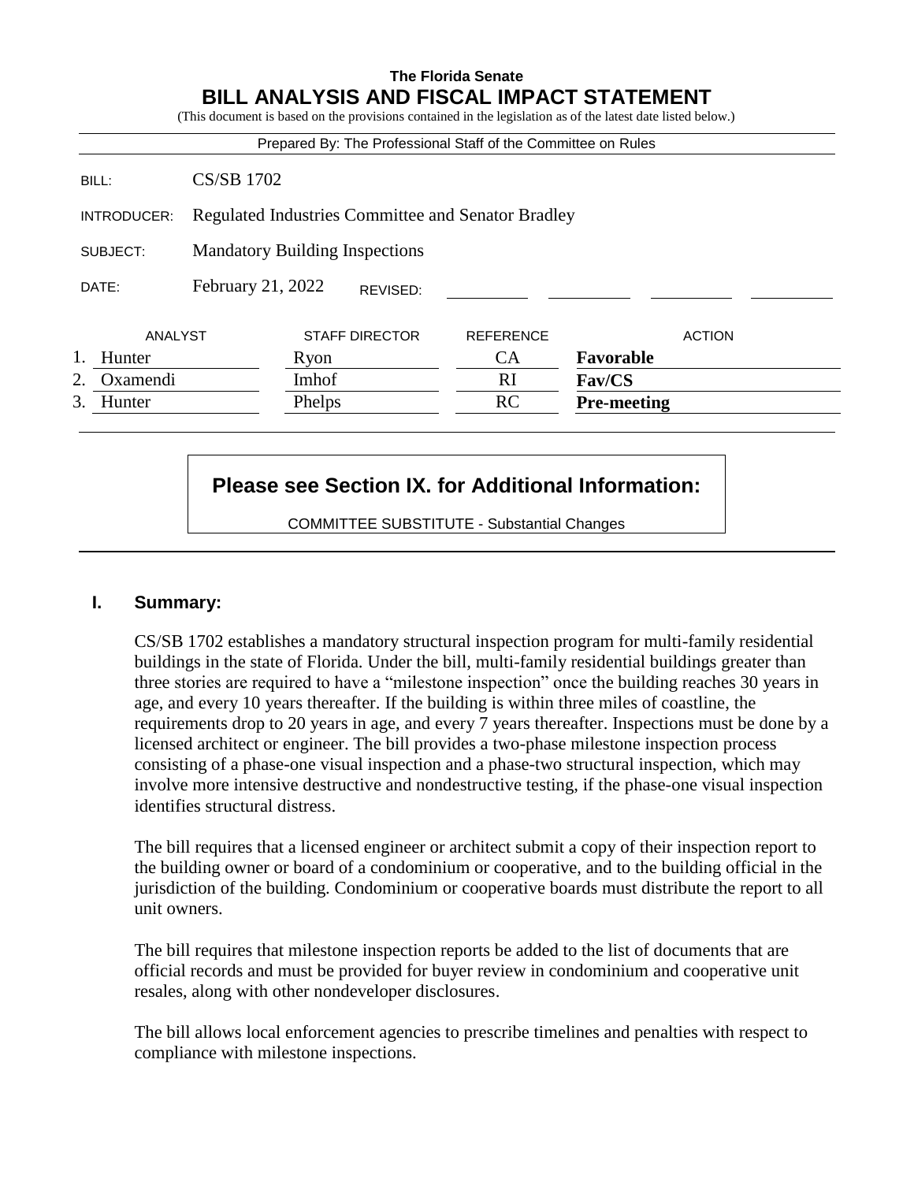**The Florida Senate**

# BILL ANALYSIS AND FIscal IMPACT STATEMENT

(This document is based on the provisions contained in the legislation as of the latest date listed below.)

Prepared By: The Professional Staff of the Committee on Rules

| | |
|---|---|
| BILL: | CS/SB 1702 |
| INTRODUCER: | Regulated Industries Committee and Senator Bradley |
| SUBJECT: | Mandatory Building Inspections |
| DATE: | February 21, 2022 REVISED: |

| | ANALYST | STAFF DIRECTOR | REFERENCE | ACTION |
|---|---|---|---|---|
| 1. | Hunter | Ryon | CA | **Favorable** |
| 2. | Oxamendi | Imhof | RI | **Fav/CS** |
| 3. | Hunter | Phelps | RC | **Pre-meeting** |

**Please see Section IX. for Additional Information:**

COMMITTEE SUBSTITUTE - Substantial Changes

## I. Summary:

CS/SB 1702 establishes a mandatory structural inspection program for multi-family residential buildings in the state of Florida. Under the bill, multi-family residential buildings greater than three stories are required to have a "milestone inspection" once the building reaches 30 years in age, and every 10 years thereafter. If the building is within three miles of coastline, the requirements drop to 20 years in age, and every 7 years thereafter. Inspections must be done by a licensed architect or engineer. The bill provides a two-phase milestone inspection process consisting of a phase-one visual inspection and a phase-two structural inspection, which may involve more intensive destructive and nondestructive testing, if the phase-one visual inspection identifies structural distress.

The bill requires that a licensed engineer or architect submit a copy of their inspection report to the building owner or board of a condominium or cooperative, and to the building official in the jurisdiction of the building. Condominium or cooperative boards must distribute the report to all unit owners.

The bill requires that milestone inspection reports be added to the list of documents that are official records and must be provided for buyer review in condominium and cooperative unit resales, along with other nondeveloper disclosures.

The bill allows local enforcement agencies to prescribe timelines and penalties with respect to compliance with milestone inspections.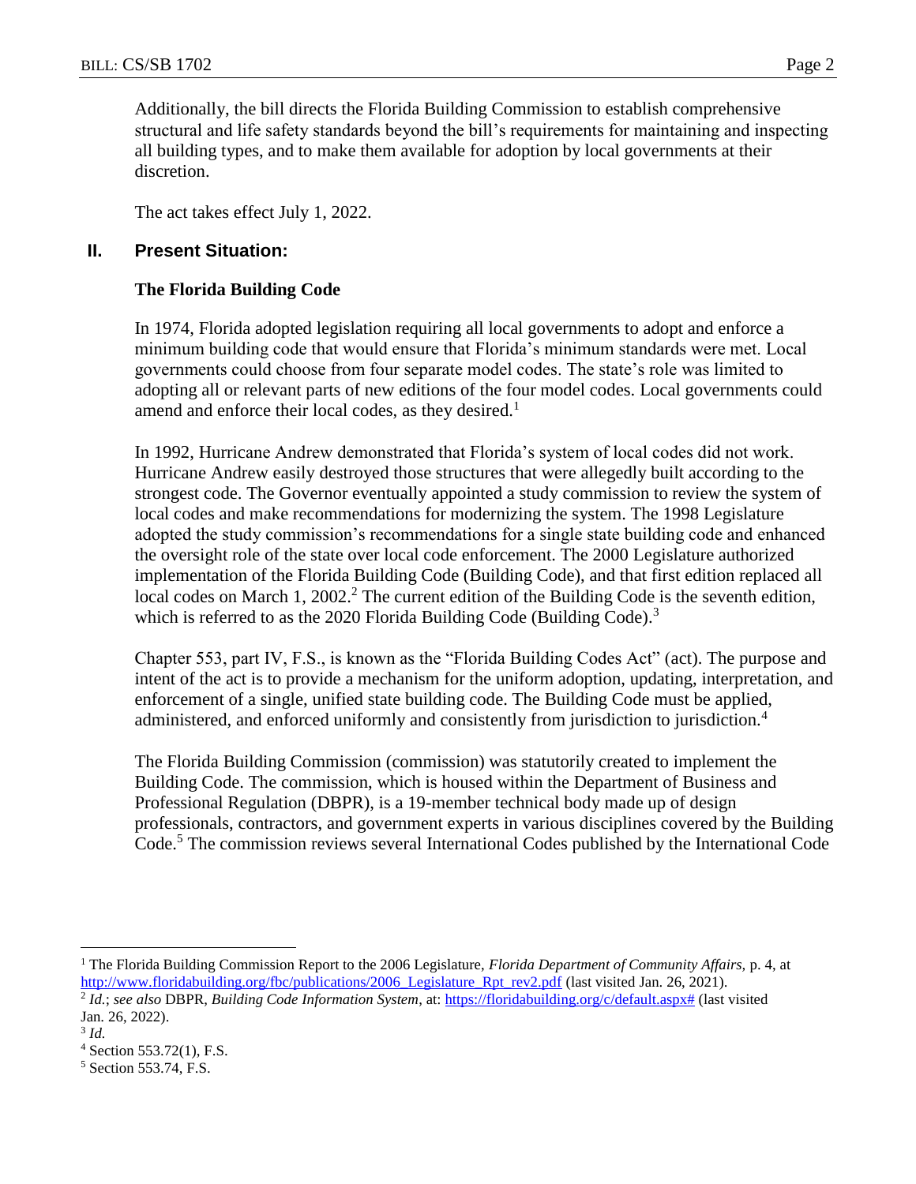Additionally, the bill directs the Florida Building Commission to establish comprehensive structural and life safety standards beyond the bill's requirements for maintaining and inspecting all building types, and to make them available for adoption by local governments at their discretion.

The act takes effect July 1, 2022.

## II. Present Situation:

### The Florida Building Code

In 1974, Florida adopted legislation requiring all local governments to adopt and enforce a minimum building code that would ensure that Florida's minimum standards were met. Local governments could choose from four separate model codes. The state's role was limited to adopting all or relevant parts of new editions of the four model codes. Local governments could amend and enforce their local codes, as they desired.[1]

In 1992, Hurricane Andrew demonstrated that Florida's system of local codes did not work. Hurricane Andrew easily destroyed those structures that were allegedly built according to the strongest code. The Governor eventually appointed a study commission to review the system of local codes and make recommendations for modernizing the system. The 1998 Legislature adopted the study commission's recommendations for a single state building code and enhanced the oversight role of the state over local code enforcement. The 2000 Legislature authorized implementation of the Florida Building Code (Building Code), and that first edition replaced all local codes on March 1, 2002.[2] The current edition of the Building Code is the seventh edition, which is referred to as the 2020 Florida Building Code (Building Code).[3]

Chapter 553, part IV, F.S., is known as the "Florida Building Codes Act" (act). The purpose and intent of the act is to provide a mechanism for the uniform adoption, updating, interpretation, and enforcement of a single, unified state building code. The Building Code must be applied, administered, and enforced uniformly and consistently from jurisdiction to jurisdiction.[4]

The Florida Building Commission (commission) was statutorily created to implement the Building Code. The commission, which is housed within the Department of Business and Professional Regulation (DBPR), is a 19-member technical body made up of design professionals, contractors, and government experts in various disciplines covered by the Building Code.[5] The commission reviews several International Codes published by the International Code

---

[1] The Florida Building Commission Report to the 2006 Legislature, *Florida Department of Community Affairs*, p. 4, at http://www.floridabuilding.org/fbc/publications/2006_Legislature_Rpt_rev2.pdf (last visited Jan. 26, 2021).

[2] *Id.*; *see also* DBPR, *Building Code Information System*, at: https://floridabuilding.org/c/default.aspx# (last visited Jan. 26, 2022).

[3] *Id.*

[4] Section 553.72(1), F.S.

[5] Section 553.74, F.S.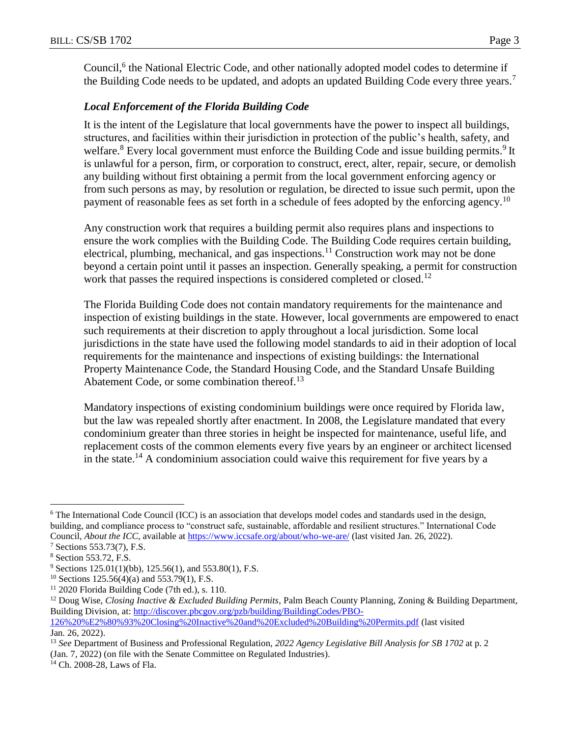Council,[6] the National Electric Code, and other nationally adopted model codes to determine if the Building Code needs to be updated, and adopts an updated Building Code every three years.[7]

### *Local Enforcement of the Florida Building Code*

It is the intent of the Legislature that local governments have the power to inspect all buildings, structures, and facilities within their jurisdiction in protection of the public's health, safety, and welfare.[8] Every local government must enforce the Building Code and issue building permits.[9] It is unlawful for a person, firm, or corporation to construct, erect, alter, repair, secure, or demolish any building without first obtaining a permit from the local government enforcing agency or from such persons as may, by resolution or regulation, be directed to issue such permit, upon the payment of reasonable fees as set forth in a schedule of fees adopted by the enforcing agency.[10]

Any construction work that requires a building permit also requires plans and inspections to ensure the work complies with the Building Code. The Building Code requires certain building, electrical, plumbing, mechanical, and gas inspections.[11] Construction work may not be done beyond a certain point until it passes an inspection. Generally speaking, a permit for construction work that passes the required inspections is considered completed or closed.[12]

The Florida Building Code does not contain mandatory requirements for the maintenance and inspection of existing buildings in the state. However, local governments are empowered to enact such requirements at their discretion to apply throughout a local jurisdiction. Some local jurisdictions in the state have used the following model standards to aid in their adoption of local requirements for the maintenance and inspections of existing buildings: the International Property Maintenance Code, the Standard Housing Code, and the Standard Unsafe Building Abatement Code, or some combination thereof.[13]

Mandatory inspections of existing condominium buildings were once required by Florida law, but the law was repealed shortly after enactment. In 2008, the Legislature mandated that every condominium greater than three stories in height be inspected for maintenance, useful life, and replacement costs of the common elements every five years by an engineer or architect licensed in the state.[14] A condominium association could waive this requirement for five years by a

---

[6] The International Code Council (ICC) is an association that develops model codes and standards used in the design, building, and compliance process to "construct safe, sustainable, affordable and resilient structures." International Code Council, *About the ICC*, available at https://www.iccsafe.org/about/who-we-are/ (last visited Jan. 26, 2022).

[7] Sections 553.73(7), F.S.

[8] Section 553.72, F.S.

[9] Sections 125.01(1)(bb), 125.56(1), and 553.80(1), F.S.

[10] Sections 125.56(4)(a) and 553.79(1), F.S.

[11] 2020 Florida Building Code (7th ed.), s. 110.

[12] Doug Wise, *Closing Inactive & Excluded Building Permits*, Palm Beach County Planning, Zoning & Building Department, Building Division, at: http://discover.pbcgov.org/pzb/building/BuildingCodes/PBO-126%20%E2%80%93%20Closing%20Inactive%20and%20Excluded%20Building%20Permits.pdf (last visited Jan. 26, 2022).

[13] *See* Department of Business and Professional Regulation, *2022 Agency Legislative Bill Analysis for SB 1702* at p. 2 (Jan. 7, 2022) (on file with the Senate Committee on Regulated Industries).

[14] Ch. 2008-28, Laws of Fla.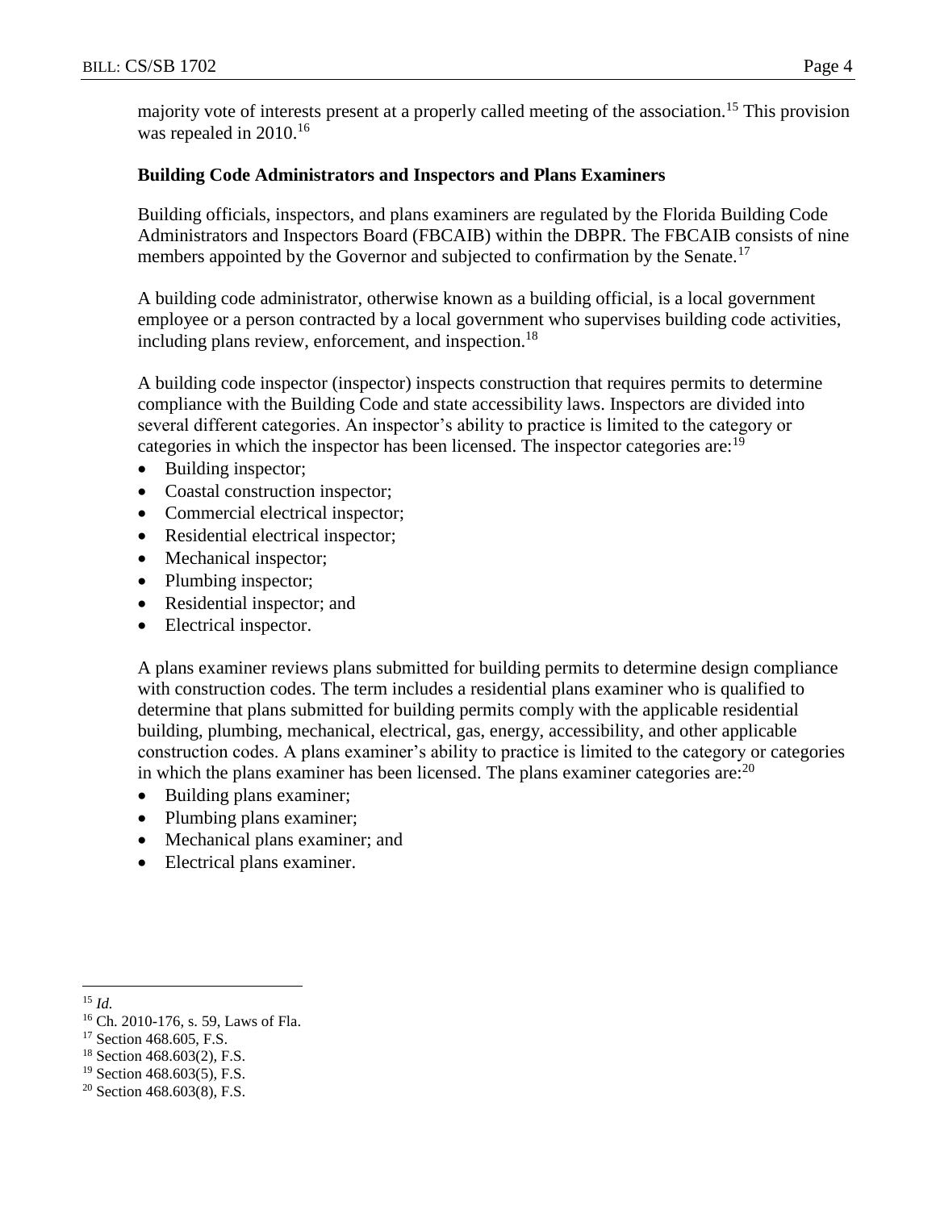majority vote of interests present at a properly called meeting of the association.[15] This provision was repealed in 2010.[16]

**Building Code Administrators and Inspectors and Plans Examiners**

Building officials, inspectors, and plans examiners are regulated by the Florida Building Code Administrators and Inspectors Board (FBCAIB) within the DBPR. The FBCAIB consists of nine members appointed by the Governor and subjected to confirmation by the Senate.[17]

A building code administrator, otherwise known as a building official, is a local government employee or a person contracted by a local government who supervises building code activities, including plans review, enforcement, and inspection.[18]

A building code inspector (inspector) inspects construction that requires permits to determine compliance with the Building Code and state accessibility laws. Inspectors are divided into several different categories. An inspector's ability to practice is limited to the category or categories in which the inspector has been licensed. The inspector categories are:[19]

- Building inspector;
- Coastal construction inspector;
- Commercial electrical inspector;
- Residential electrical inspector;
- Mechanical inspector;
- Plumbing inspector;
- Residential inspector; and
- Electrical inspector.

A plans examiner reviews plans submitted for building permits to determine design compliance with construction codes. The term includes a residential plans examiner who is qualified to determine that plans submitted for building permits comply with the applicable residential building, plumbing, mechanical, electrical, gas, energy, accessibility, and other applicable construction codes. A plans examiner's ability to practice is limited to the category or categories in which the plans examiner has been licensed. The plans examiner categories are:[20]

- Building plans examiner;
- Plumbing plans examiner;
- Mechanical plans examiner; and
- Electrical plans examiner.

---

[15] *Id.*

[16] Ch. 2010-176, s. 59, Laws of Fla.

[17] Section 468.605, F.S.

[18] Section 468.603(2), F.S.

[19] Section 468.603(5), F.S.

[20] Section 468.603(8), F.S.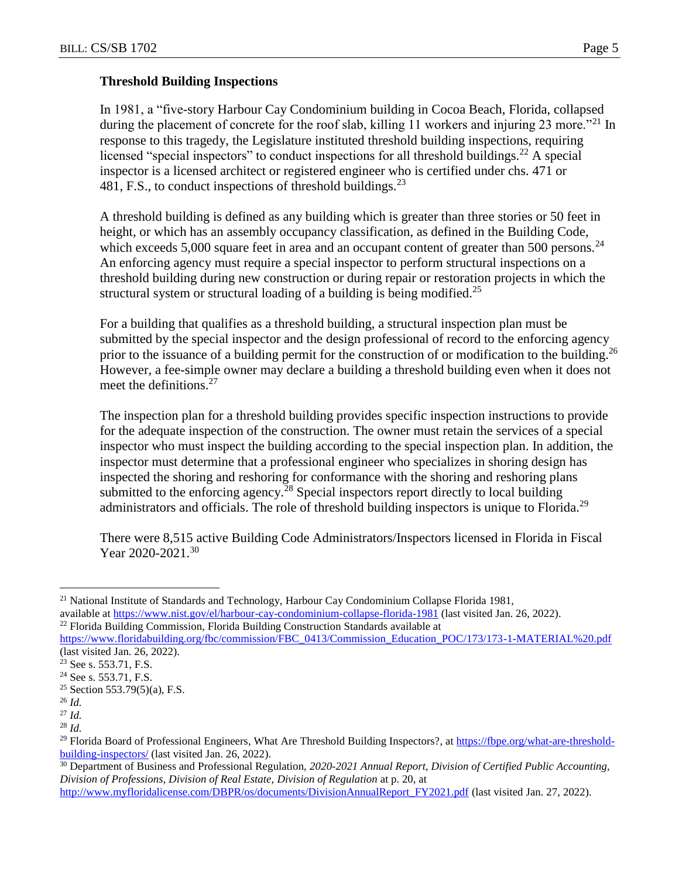**Threshold Building Inspections**

In 1981, a "five-story Harbour Cay Condominium building in Cocoa Beach, Florida, collapsed during the placement of concrete for the roof slab, killing 11 workers and injuring 23 more."[21] In response to this tragedy, the Legislature instituted threshold building inspections, requiring licensed "special inspectors" to conduct inspections for all threshold buildings.[22] A special inspector is a licensed architect or registered engineer who is certified under chs. 471 or 481, F.S., to conduct inspections of threshold buildings.[23]

A threshold building is defined as any building which is greater than three stories or 50 feet in height, or which has an assembly occupancy classification, as defined in the Building Code, which exceeds 5,000 square feet in area and an occupant content of greater than 500 persons.[24] An enforcing agency must require a special inspector to perform structural inspections on a threshold building during new construction or during repair or restoration projects in which the structural system or structural loading of a building is being modified.[25]

For a building that qualifies as a threshold building, a structural inspection plan must be submitted by the special inspector and the design professional of record to the enforcing agency prior to the issuance of a building permit for the construction of or modification to the building.[26] However, a fee-simple owner may declare a building a threshold building even when it does not meet the definitions.[27]

The inspection plan for a threshold building provides specific inspection instructions to provide for the adequate inspection of the construction. The owner must retain the services of a special inspector who must inspect the building according to the special inspection plan. In addition, the inspector must determine that a professional engineer who specializes in shoring design has inspected the shoring and reshoring for conformance with the shoring and reshoring plans submitted to the enforcing agency.[28] Special inspectors report directly to local building administrators and officials. The role of threshold building inspectors is unique to Florida.[29]

There were 8,515 active Building Code Administrators/Inspectors licensed in Florida in Fiscal Year 2020-2021.[30]

---

[21] National Institute of Standards and Technology, Harbour Cay Condominium Collapse Florida 1981, available at https://www.nist.gov/el/harbour-cay-condominium-collapse-florida-1981 (last visited Jan. 26, 2022).

[22] Florida Building Commission, Florida Building Construction Standards available at https://www.floridabuilding.org/fbc/commission/FBC_0413/Commission_Education_POC/173/173-1-MATERIAL%20.pdf (last visited Jan. 26, 2022).

[23] See s. 553.71, F.S.

[24] See s. 553.71, F.S.

[25] Section 553.79(5)(a), F.S.

[26] *Id.*

[27] *Id.*

[28] *Id.*

[29] Florida Board of Professional Engineers, What Are Threshold Building Inspectors?, at https://fbpe.org/what-are-threshold-building-inspectors/ (last visited Jan. 26, 2022).

[30] Department of Business and Professional Regulation, *2020-2021 Annual Report, Division of Certified Public Accounting, Division of Professions, Division of Real Estate, Division of Regulation* at p. 20, at http://www.myfloridalicense.com/DBPR/os/documents/DivisionAnnualReport_FY2021.pdf (last visited Jan. 27, 2022).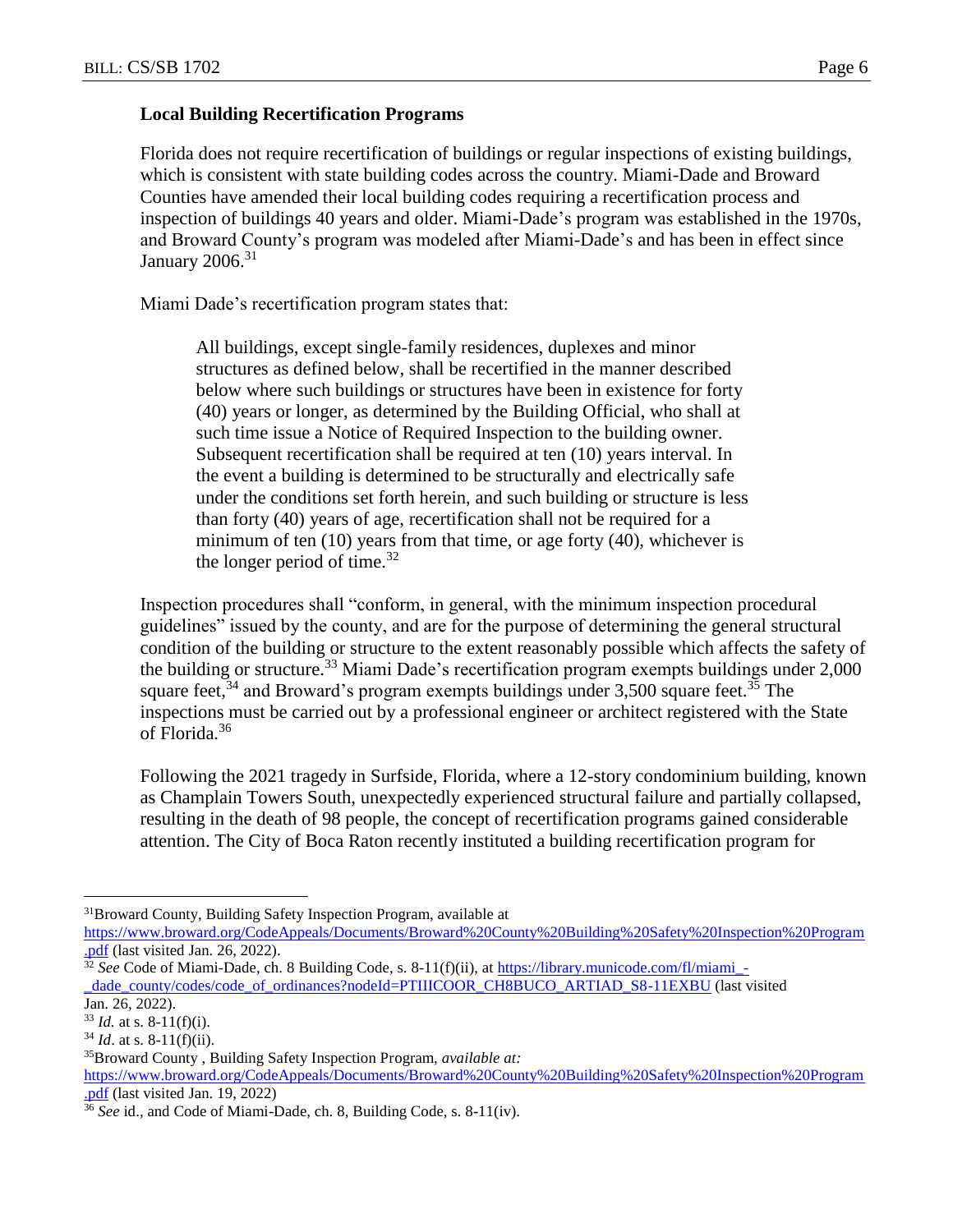**Local Building Recertification Programs**

Florida does not require recertification of buildings or regular inspections of existing buildings, which is consistent with state building codes across the country. Miami-Dade and Broward Counties have amended their local building codes requiring a recertification process and inspection of buildings 40 years and older. Miami-Dade's program was established in the 1970s, and Broward County's program was modeled after Miami-Dade's and has been in effect since January 2006.[31]

Miami Dade's recertification program states that:

> All buildings, except single-family residences, duplexes and minor structures as defined below, shall be recertified in the manner described below where such buildings or structures have been in existence for forty (40) years or longer, as determined by the Building Official, who shall at such time issue a Notice of Required Inspection to the building owner. Subsequent recertification shall be required at ten (10) years interval. In the event a building is determined to be structurally and electrically safe under the conditions set forth herein, and such building or structure is less than forty (40) years of age, recertification shall not be required for a minimum of ten (10) years from that time, or age forty (40), whichever is the longer period of time.[32]

Inspection procedures shall "conform, in general, with the minimum inspection procedural guidelines" issued by the county, and are for the purpose of determining the general structural condition of the building or structure to the extent reasonably possible which affects the safety of the building or structure.[33] Miami Dade's recertification program exempts buildings under 2,000 square feet,[34] and Broward's program exempts buildings under 3,500 square feet.[35] The inspections must be carried out by a professional engineer or architect registered with the State of Florida.[36]

Following the 2021 tragedy in Surfside, Florida, where a 12-story condominium building, known as Champlain Towers South, unexpectedly experienced structural failure and partially collapsed, resulting in the death of 98 people, the concept of recertification programs gained considerable attention. The City of Boca Raton recently instituted a building recertification program for

---

[31] Broward County, Building Safety Inspection Program, available at https://www.broward.org/CodeAppeals/Documents/Broward%20County%20Building%20Safety%20Inspection%20Program.pdf (last visited Jan. 26, 2022).

[32] *See* Code of Miami-Dade, ch. 8 Building Code, s. 8-11(f)(ii), at https://library.municode.com/fl/miami_-_dade_county/codes/code_of_ordinances?nodeId=PTIIICOOR_CH8BUCO_ARTIAD_S8-11EXBU (last visited Jan. 26, 2022).

[33] *Id.* at s. 8-11(f)(i).

[34] *Id*. at s. 8-11(f)(ii).

[35] Broward County , Building Safety Inspection Program, *available at:* https://www.broward.org/CodeAppeals/Documents/Broward%20County%20Building%20Safety%20Inspection%20Program.pdf (last visited Jan. 19, 2022)

[36] *See* id., and Code of Miami-Dade, ch. 8, Building Code, s. 8-11(iv).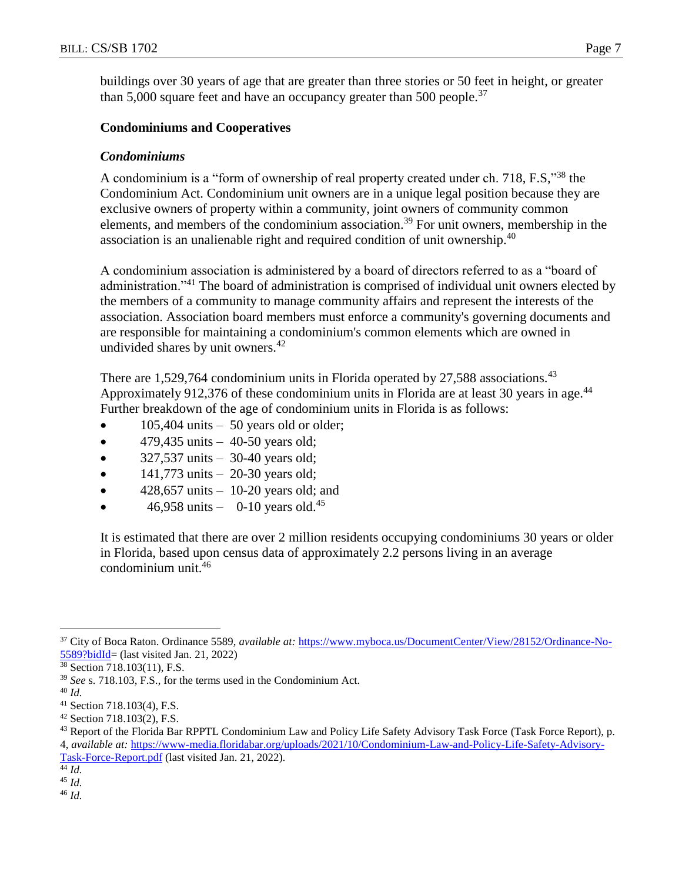buildings over 30 years of age that are greater than three stories or 50 feet in height, or greater than 5,000 square feet and have an occupancy greater than 500 people.[37]

### Condominiums and Cooperatives

#### *Condominiums*

A condominium is a "form of ownership of real property created under ch. 718, F.S,"[38] the Condominium Act. Condominium unit owners are in a unique legal position because they are exclusive owners of property within a community, joint owners of community common elements, and members of the condominium association.[39] For unit owners, membership in the association is an unalienable right and required condition of unit ownership.[40]

A condominium association is administered by a board of directors referred to as a "board of administration."[41] The board of administration is comprised of individual unit owners elected by the members of a community to manage community affairs and represent the interests of the association. Association board members must enforce a community's governing documents and are responsible for maintaining a condominium's common elements which are owned in undivided shares by unit owners.[42]

There are 1,529,764 condominium units in Florida operated by 27,588 associations.[43] Approximately 912,376 of these condominium units in Florida are at least 30 years in age.[44] Further breakdown of the age of condominium units in Florida is as follows:

- 105,404 units – 50 years old or older;
- 479,435 units – 40-50 years old;
- 327,537 units – 30-40 years old;
- 141,773 units – 20-30 years old;
- 428,657 units – 10-20 years old; and
- 46,958 units – 0-10 years old.[45]

It is estimated that there are over 2 million residents occupying condominiums 30 years or older in Florida, based upon census data of approximately 2.2 persons living in an average condominium unit.[46]

---

[37] City of Boca Raton. Ordinance 5589, *available at:* https://www.myboca.us/DocumentCenter/View/28152/Ordinance-No-5589?bidId= (last visited Jan. 21, 2022)

[38] Section 718.103(11), F.S.

[39] *See* s. 718.103, F.S., for the terms used in the Condominium Act.

[40] *Id.*

[41] Section 718.103(4), F.S.

[42] Section 718.103(2), F.S.

[43] Report of the Florida Bar RPPTL Condominium Law and Policy Life Safety Advisory Task Force (Task Force Report), p. 4, *available at:* https://www-media.floridabar.org/uploads/2021/10/Condominium-Law-and-Policy-Life-Safety-Advisory-Task-Force-Report.pdf (last visited Jan. 21, 2022).

[44] *Id.*

[45] *Id.*

[46] *Id.*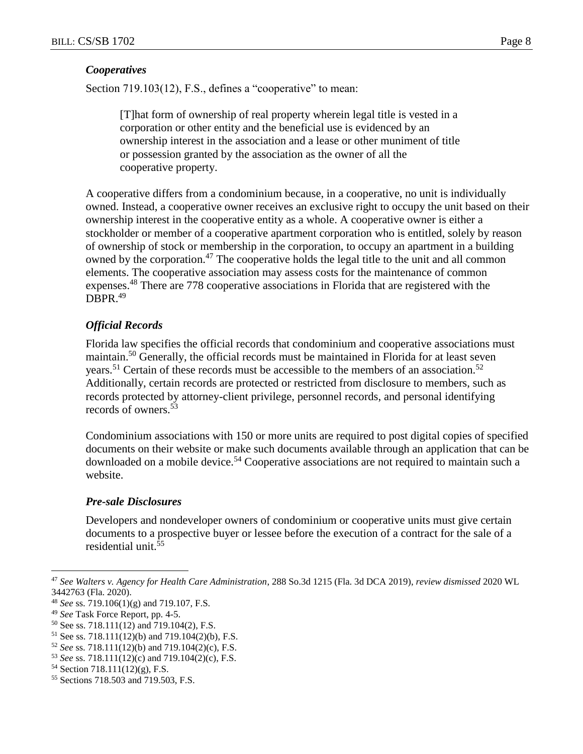### *Cooperatives*

Section 719.103(12), F.S., defines a "cooperative" to mean:

> [T]hat form of ownership of real property wherein legal title is vested in a corporation or other entity and the beneficial use is evidenced by an ownership interest in the association and a lease or other muniment of title or possession granted by the association as the owner of all the cooperative property.

A cooperative differs from a condominium because, in a cooperative, no unit is individually owned. Instead, a cooperative owner receives an exclusive right to occupy the unit based on their ownership interest in the cooperative entity as a whole. A cooperative owner is either a stockholder or member of a cooperative apartment corporation who is entitled, solely by reason of ownership of stock or membership in the corporation, to occupy an apartment in a building owned by the corporation.[47] The cooperative holds the legal title to the unit and all common elements. The cooperative association may assess costs for the maintenance of common expenses.[48] There are 778 cooperative associations in Florida that are registered with the DBPR.[49]

### *Official Records*

Florida law specifies the official records that condominium and cooperative associations must maintain.[50] Generally, the official records must be maintained in Florida for at least seven years.[51] Certain of these records must be accessible to the members of an association.[52] Additionally, certain records are protected or restricted from disclosure to members, such as records protected by attorney-client privilege, personnel records, and personal identifying records of owners.[53]

Condominium associations with 150 or more units are required to post digital copies of specified documents on their website or make such documents available through an application that can be downloaded on a mobile device.[54] Cooperative associations are not required to maintain such a website.

### *Pre-sale Disclosures*

Developers and nondeveloper owners of condominium or cooperative units must give certain documents to a prospective buyer or lessee before the execution of a contract for the sale of a residential unit.[55]

---

[47] *See Walters v. Agency for Health Care Administration*, 288 So.3d 1215 (Fla. 3d DCA 2019), *review dismissed* 2020 WL 3442763 (Fla. 2020).

[48] *See* ss. 719.106(1)(g) and 719.107, F.S.

[49] *See* Task Force Report, pp. 4-5.

[50] See ss. 718.111(12) and 719.104(2), F.S.

[51] See ss. 718.111(12)(b) and 719.104(2)(b), F.S.

[52] *See* ss. 718.111(12)(b) and 719.104(2)(c), F.S.

[53] *See* ss. 718.111(12)(c) and 719.104(2)(c), F.S.

[54] Section 718.111(12)(g), F.S.

[55] Sections 718.503 and 719.503, F.S.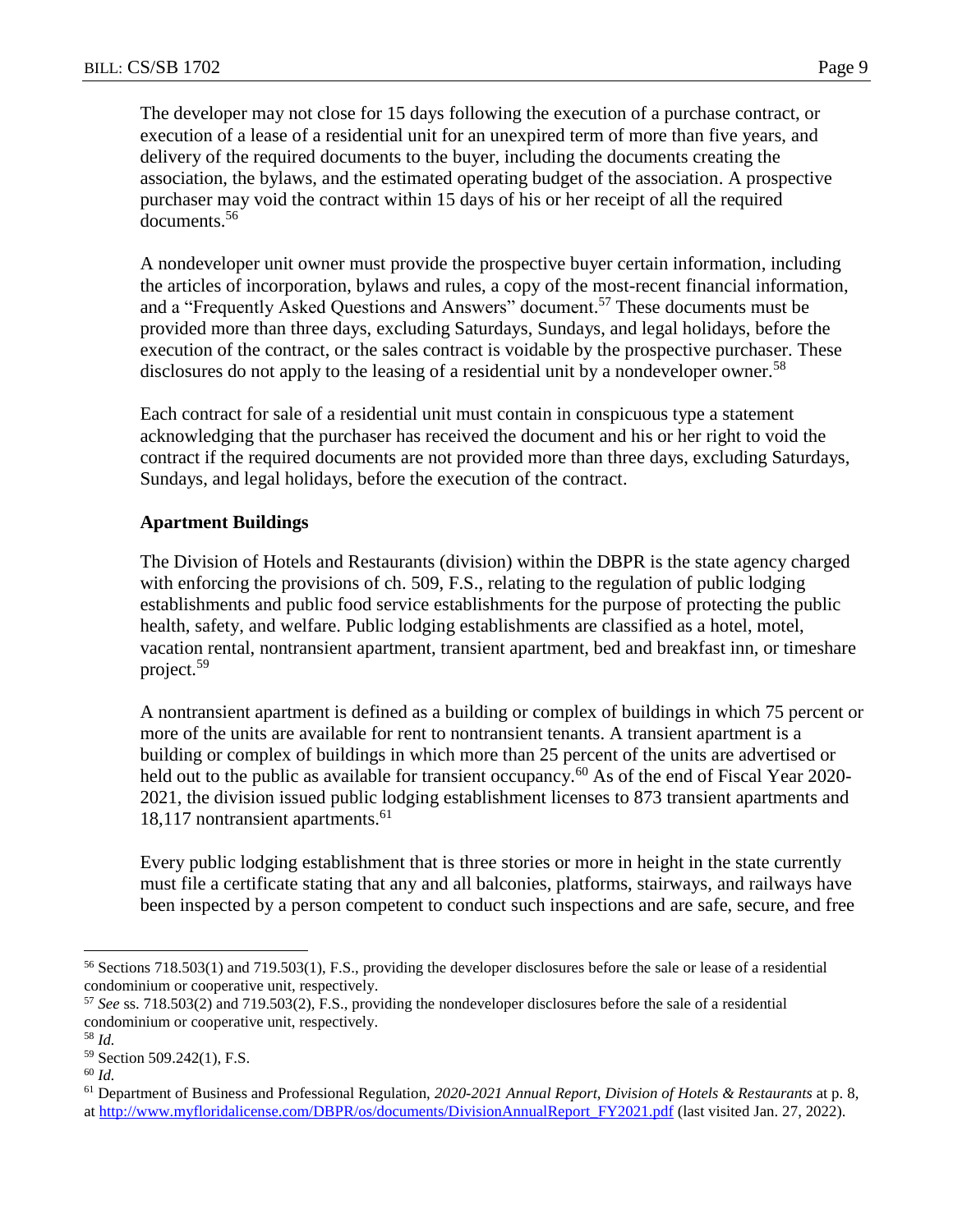The developer may not close for 15 days following the execution of a purchase contract, or execution of a lease of a residential unit for an unexpired term of more than five years, and delivery of the required documents to the buyer, including the documents creating the association, the bylaws, and the estimated operating budget of the association. A prospective purchaser may void the contract within 15 days of his or her receipt of all the required documents.[56]

A nondeveloper unit owner must provide the prospective buyer certain information, including the articles of incorporation, bylaws and rules, a copy of the most-recent financial information, and a "Frequently Asked Questions and Answers" document.[57] These documents must be provided more than three days, excluding Saturdays, Sundays, and legal holidays, before the execution of the contract, or the sales contract is voidable by the prospective purchaser. These disclosures do not apply to the leasing of a residential unit by a nondeveloper owner.[58]

Each contract for sale of a residential unit must contain in conspicuous type a statement acknowledging that the purchaser has received the document and his or her right to void the contract if the required documents are not provided more than three days, excluding Saturdays, Sundays, and legal holidays, before the execution of the contract.

**Apartment Buildings**

The Division of Hotels and Restaurants (division) within the DBPR is the state agency charged with enforcing the provisions of ch. 509, F.S., relating to the regulation of public lodging establishments and public food service establishments for the purpose of protecting the public health, safety, and welfare. Public lodging establishments are classified as a hotel, motel, vacation rental, nontransient apartment, transient apartment, bed and breakfast inn, or timeshare project.[59]

A nontransient apartment is defined as a building or complex of buildings in which 75 percent or more of the units are available for rent to nontransient tenants. A transient apartment is a building or complex of buildings in which more than 25 percent of the units are advertised or held out to the public as available for transient occupancy.[60] As of the end of Fiscal Year 2020-2021, the division issued public lodging establishment licenses to 873 transient apartments and 18,117 nontransient apartments.[61]

Every public lodging establishment that is three stories or more in height in the state currently must file a certificate stating that any and all balconies, platforms, stairways, and railways have been inspected by a person competent to conduct such inspections and are safe, secure, and free

---

[56] Sections 718.503(1) and 719.503(1), F.S., providing the developer disclosures before the sale or lease of a residential condominium or cooperative unit, respectively.

[57] *See* ss. 718.503(2) and 719.503(2), F.S., providing the nondeveloper disclosures before the sale of a residential condominium or cooperative unit, respectively.

[58] *Id.*

[59] Section 509.242(1), F.S.

[60] *Id.*

[61] Department of Business and Professional Regulation, *2020-2021 Annual Report, Division of Hotels & Restaurants* at p. 8, at http://www.myfloridalicense.com/DBPR/os/documents/DivisionAnnualReport_FY2021.pdf (last visited Jan. 27, 2022).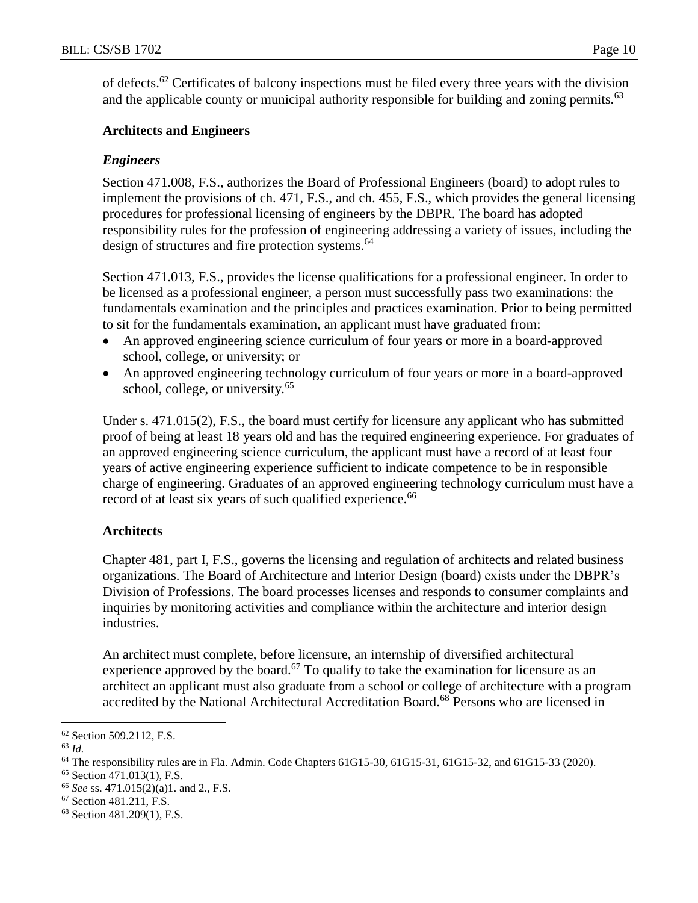of defects.[62] Certificates of balcony inspections must be filed every three years with the division and the applicable county or municipal authority responsible for building and zoning permits.[63]

**Architects and Engineers**

***Engineers***

Section 471.008, F.S., authorizes the Board of Professional Engineers (board) to adopt rules to implement the provisions of ch. 471, F.S., and ch. 455, F.S., which provides the general licensing procedures for professional licensing of engineers by the DBPR. The board has adopted responsibility rules for the profession of engineering addressing a variety of issues, including the design of structures and fire protection systems.[64]

Section 471.013, F.S., provides the license qualifications for a professional engineer. In order to be licensed as a professional engineer, a person must successfully pass two examinations: the fundamentals examination and the principles and practices examination. Prior to being permitted to sit for the fundamentals examination, an applicant must have graduated from:

- An approved engineering science curriculum of four years or more in a board-approved school, college, or university; or
- An approved engineering technology curriculum of four years or more in a board-approved school, college, or university.[65]

Under s. 471.015(2), F.S., the board must certify for licensure any applicant who has submitted proof of being at least 18 years old and has the required engineering experience. For graduates of an approved engineering science curriculum, the applicant must have a record of at least four years of active engineering experience sufficient to indicate competence to be in responsible charge of engineering. Graduates of an approved engineering technology curriculum must have a record of at least six years of such qualified experience.[66]

**Architects**

Chapter 481, part I, F.S., governs the licensing and regulation of architects and related business organizations. The Board of Architecture and Interior Design (board) exists under the DBPR's Division of Professions. The board processes licenses and responds to consumer complaints and inquiries by monitoring activities and compliance within the architecture and interior design industries.

An architect must complete, before licensure, an internship of diversified architectural experience approved by the board.[67] To qualify to take the examination for licensure as an architect an applicant must also graduate from a school or college of architecture with a program accredited by the National Architectural Accreditation Board.[68] Persons who are licensed in

---

[62] Section 509.2112, F.S.

[63] *Id.*

[64] The responsibility rules are in Fla. Admin. Code Chapters 61G15-30, 61G15-31, 61G15-32, and 61G15-33 (2020).

[65] Section 471.013(1), F.S.

[66] *See* ss. 471.015(2)(a)1. and 2., F.S.

[67] Section 481.211, F.S.

[68] Section 481.209(1), F.S.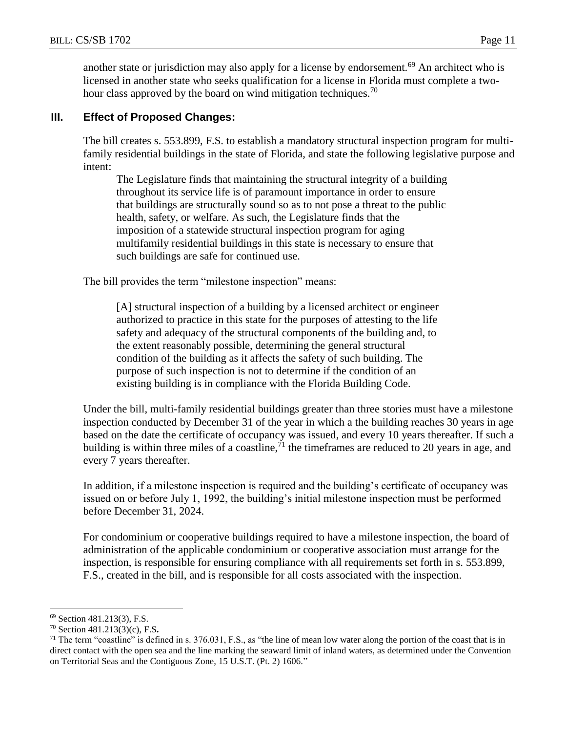another state or jurisdiction may also apply for a license by endorsement.[69] An architect who is licensed in another state who seeks qualification for a license in Florida must complete a two-hour class approved by the board on wind mitigation techniques.[70]

## III. Effect of Proposed Changes:

The bill creates s. 553.899, F.S. to establish a mandatory structural inspection program for multi-family residential buildings in the state of Florida, and state the following legislative purpose and intent:

> The Legislature finds that maintaining the structural integrity of a building throughout its service life is of paramount importance in order to ensure that buildings are structurally sound so as to not pose a threat to the public health, safety, or welfare. As such, the Legislature finds that the imposition of a statewide structural inspection program for aging multifamily residential buildings in this state is necessary to ensure that such buildings are safe for continued use.

The bill provides the term "milestone inspection" means:

> [A] structural inspection of a building by a licensed architect or engineer authorized to practice in this state for the purposes of attesting to the life safety and adequacy of the structural components of the building and, to the extent reasonably possible, determining the general structural condition of the building as it affects the safety of such building. The purpose of such inspection is not to determine if the condition of an existing building is in compliance with the Florida Building Code.

Under the bill, multi-family residential buildings greater than three stories must have a milestone inspection conducted by December 31 of the year in which a the building reaches 30 years in age based on the date the certificate of occupancy was issued, and every 10 years thereafter. If such a building is within three miles of a coastline,[71] the timeframes are reduced to 20 years in age, and every 7 years thereafter.

In addition, if a milestone inspection is required and the building's certificate of occupancy was issued on or before July 1, 1992, the building's initial milestone inspection must be performed before December 31, 2024.

For condominium or cooperative buildings required to have a milestone inspection, the board of administration of the applicable condominium or cooperative association must arrange for the inspection, is responsible for ensuring compliance with all requirements set forth in s. 553.899, F.S., created in the bill, and is responsible for all costs associated with the inspection.

---

[69] Section 481.213(3), F.S.

[70] Section 481.213(3)(c), F.S.

[71] The term "coastline" is defined in s. 376.031, F.S., as "the line of mean low water along the portion of the coast that is in direct contact with the open sea and the line marking the seaward limit of inland waters, as determined under the Convention on Territorial Seas and the Contiguous Zone, 15 U.S.T. (Pt. 2) 1606."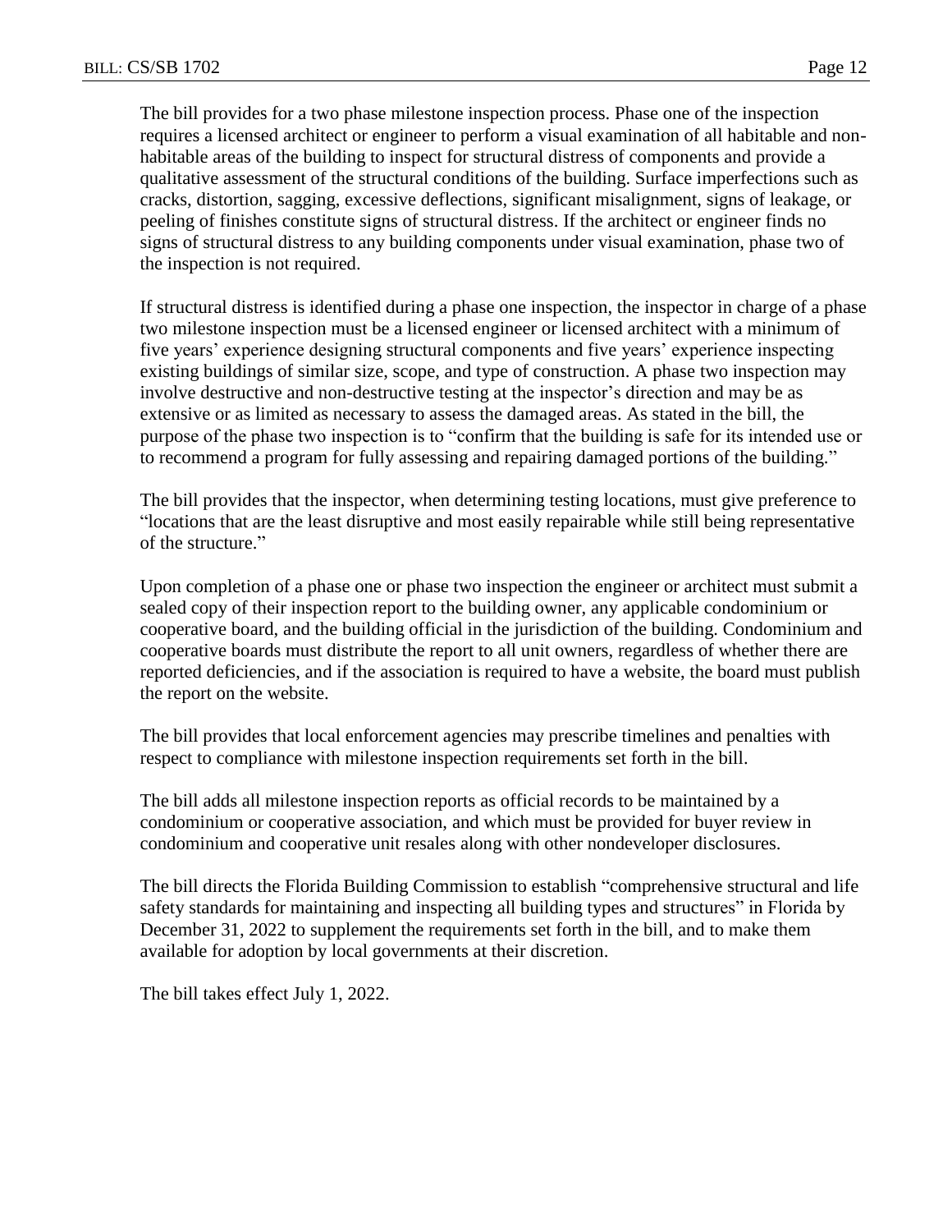The bill provides for a two phase milestone inspection process. Phase one of the inspection requires a licensed architect or engineer to perform a visual examination of all habitable and non-habitable areas of the building to inspect for structural distress of components and provide a qualitative assessment of the structural conditions of the building. Surface imperfections such as cracks, distortion, sagging, excessive deflections, significant misalignment, signs of leakage, or peeling of finishes constitute signs of structural distress. If the architect or engineer finds no signs of structural distress to any building components under visual examination, phase two of the inspection is not required.

If structural distress is identified during a phase one inspection, the inspector in charge of a phase two milestone inspection must be a licensed engineer or licensed architect with a minimum of five years' experience designing structural components and five years' experience inspecting existing buildings of similar size, scope, and type of construction. A phase two inspection may involve destructive and non-destructive testing at the inspector's direction and may be as extensive or as limited as necessary to assess the damaged areas. As stated in the bill, the purpose of the phase two inspection is to "confirm that the building is safe for its intended use or to recommend a program for fully assessing and repairing damaged portions of the building."

The bill provides that the inspector, when determining testing locations, must give preference to "locations that are the least disruptive and most easily repairable while still being representative of the structure."

Upon completion of a phase one or phase two inspection the engineer or architect must submit a sealed copy of their inspection report to the building owner, any applicable condominium or cooperative board, and the building official in the jurisdiction of the building. Condominium and cooperative boards must distribute the report to all unit owners, regardless of whether there are reported deficiencies, and if the association is required to have a website, the board must publish the report on the website.

The bill provides that local enforcement agencies may prescribe timelines and penalties with respect to compliance with milestone inspection requirements set forth in the bill.

The bill adds all milestone inspection reports as official records to be maintained by a condominium or cooperative association, and which must be provided for buyer review in condominium and cooperative unit resales along with other nondeveloper disclosures.

The bill directs the Florida Building Commission to establish "comprehensive structural and life safety standards for maintaining and inspecting all building types and structures" in Florida by December 31, 2022 to supplement the requirements set forth in the bill, and to make them available for adoption by local governments at their discretion.

The bill takes effect July 1, 2022.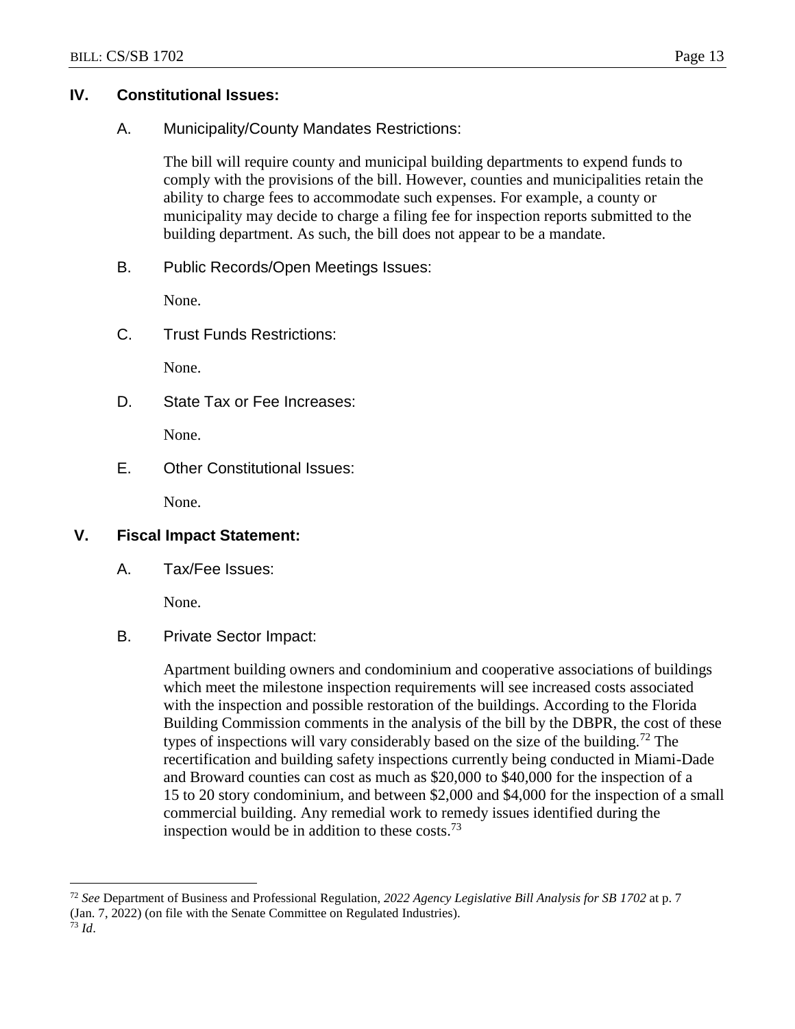## IV. Constitutional Issues:

### A. Municipality/County Mandates Restrictions:

The bill will require county and municipal building departments to expend funds to comply with the provisions of the bill. However, counties and municipalities retain the ability to charge fees to accommodate such expenses. For example, a county or municipality may decide to charge a filing fee for inspection reports submitted to the building department. As such, the bill does not appear to be a mandate.

### B. Public Records/Open Meetings Issues:

None.

### C. Trust Funds Restrictions:

None.

### D. State Tax or Fee Increases:

None.

### E. Other Constitutional Issues:

None.

## V. Fiscal Impact Statement:

### A. Tax/Fee Issues:

None.

### B. Private Sector Impact:

Apartment building owners and condominium and cooperative associations of buildings which meet the milestone inspection requirements will see increased costs associated with the inspection and possible restoration of the buildings. According to the Florida Building Commission comments in the analysis of the bill by the DBPR, the cost of these types of inspections will vary considerably based on the size of the building.[72] The recertification and building safety inspections currently being conducted in Miami-Dade and Broward counties can cost as much as $20,000 to $40,000 for the inspection of a 15 to 20 story condominium, and between $2,000 and $4,000 for the inspection of a small commercial building. Any remedial work to remedy issues identified during the inspection would be in addition to these costs.[73]

---

[72] *See* Department of Business and Professional Regulation, *2022 Agency Legislative Bill Analysis for SB 1702* at p. 7 (Jan. 7, 2022) (on file with the Senate Committee on Regulated Industries).

[73] *Id*.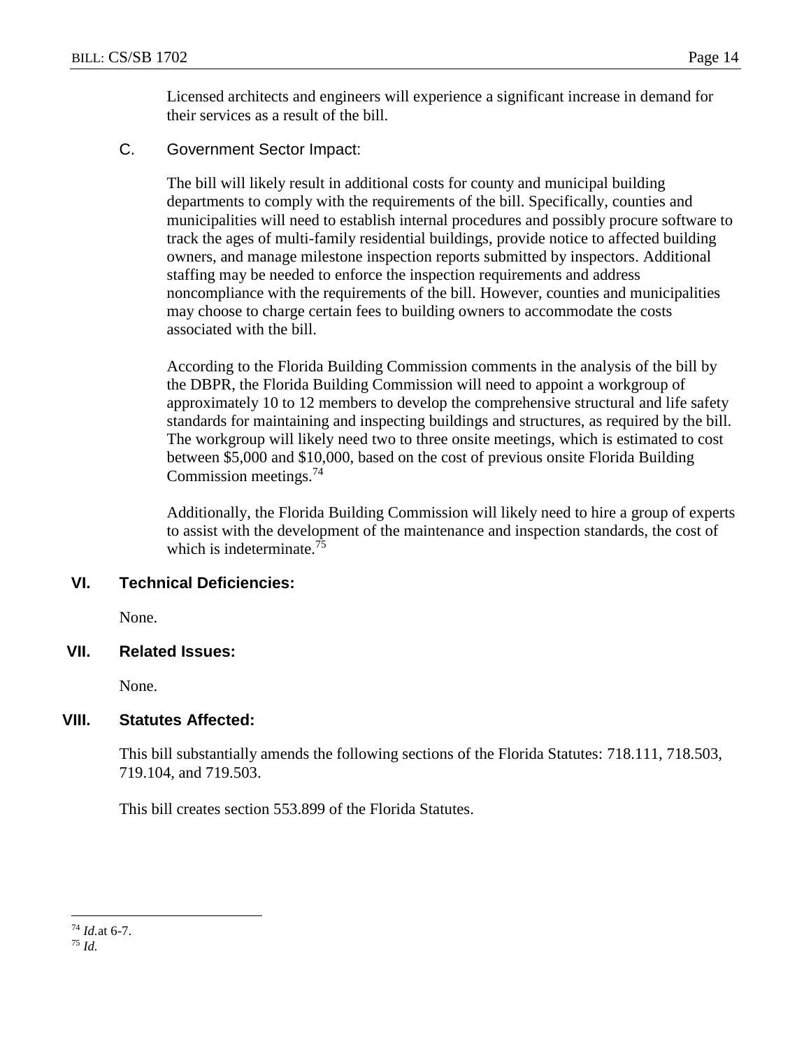Licensed architects and engineers will experience a significant increase in demand for their services as a result of the bill.

C. Government Sector Impact:

The bill will likely result in additional costs for county and municipal building departments to comply with the requirements of the bill. Specifically, counties and municipalities will need to establish internal procedures and possibly procure software to track the ages of multi-family residential buildings, provide notice to affected building owners, and manage milestone inspection reports submitted by inspectors. Additional staffing may be needed to enforce the inspection requirements and address noncompliance with the requirements of the bill. However, counties and municipalities may choose to charge certain fees to building owners to accommodate the costs associated with the bill.

According to the Florida Building Commission comments in the analysis of the bill by the DBPR, the Florida Building Commission will need to appoint a workgroup of approximately 10 to 12 members to develop the comprehensive structural and life safety standards for maintaining and inspecting buildings and structures, as required by the bill. The workgroup will likely need two to three onsite meetings, which is estimated to cost between $5,000 and $10,000, based on the cost of previous onsite Florida Building Commission meetings.[74]

Additionally, the Florida Building Commission will likely need to hire a group of experts to assist with the development of the maintenance and inspection standards, the cost of which is indeterminate.[75]

## VI. Technical Deficiencies:

None.

## VII. Related Issues:

None.

## VIII. Statutes Affected:

This bill substantially amends the following sections of the Florida Statutes: 718.111, 718.503, 719.104, and 719.503.

This bill creates section 553.899 of the Florida Statutes.

---

[74] *Id.*at 6-7.

[75] *Id.*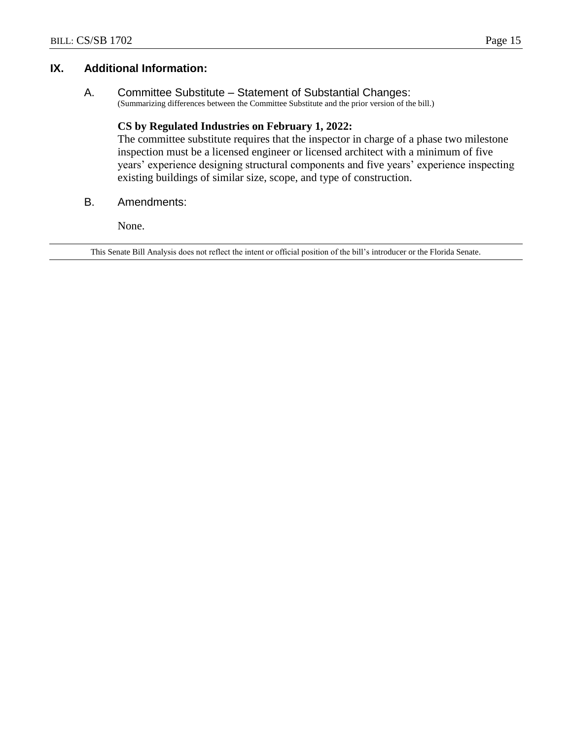## IX. Additional Information:

### A. Committee Substitute – Statement of Substantial Changes:

(Summarizing differences between the Committee Substitute and the prior version of the bill.)

**CS by Regulated Industries on February 1, 2022:**

The committee substitute requires that the inspector in charge of a phase two milestone inspection must be a licensed engineer or licensed architect with a minimum of five years' experience designing structural components and five years' experience inspecting existing buildings of similar size, scope, and type of construction.

### B. Amendments:

None.

This Senate Bill Analysis does not reflect the intent or official position of the bill's introducer or the Florida Senate.